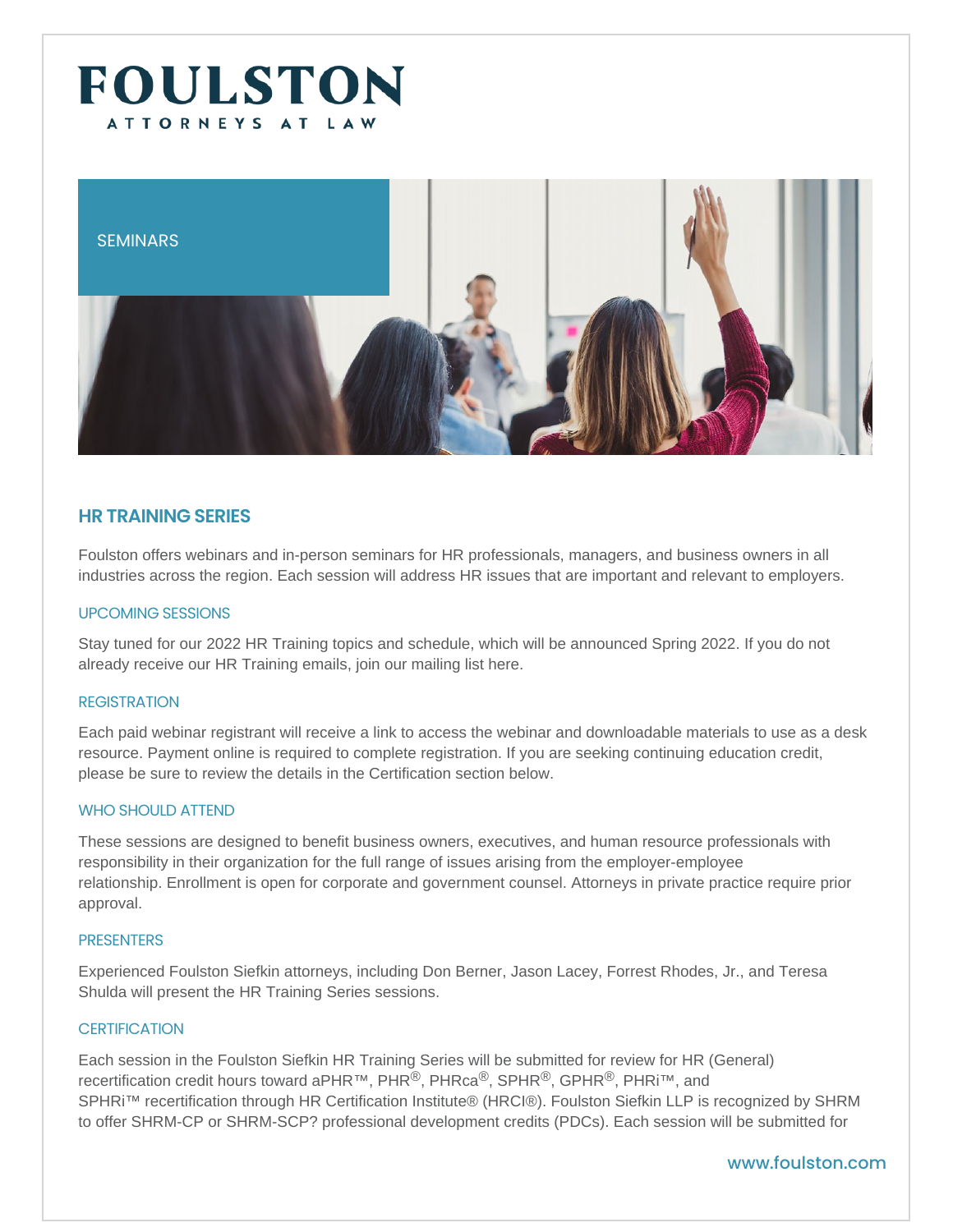# FOULSTON

ATTORNEYS AT LAW

SEMINARS

## HR TRAINING SERIES

Foulston offers webinars and in-person seminars for HR professionals, managers, and business owners in all industries across the region. Each session will address HR issues that are important and relevant to employers.

### UPCOMING SESSIONS

Stay tuned for our 2022 HR Training topics and schedule, which will be announced Spring 2022. If you do not already receive our HR Training emails, join our mailing list here.

### REGISTRATION

Each paid webinar registrant will receive a link to access the webinar and downloadable materials to use as a desk resource. Payment online is required to complete registration. If you are seeking continuing education credit, please be sure to review the details in the Certification section below.

### WHO SHOULD ATTEND

These sessions are designed to benefit business owners, executives, and human resource professionals with responsibility in their organization for the full range of issues arising from the employer-employee relationship. Enrollment is open for corporate and government counsel. Attorneys in private practice require prior approval.

### PRESENTERS

Experienced Foulston Siefkin attorneys, including Don Berner, Jason Lacey, Forrest Rhodes, Jr., and Teresa Shulda will present the HR Training Series sessions.

### CERTIFICATION

Each session in the Foulston Siefkin HR Training Series will be submitted for review for HR (General) recertification credit hours toward aPHR™, PHR®, PHRca®, SPHR®, GPHR®, PHRi™, and SPHRi™ recertification through HR Certification Institute® (HRCI®). Foulston Siefkin LLP is recognized by SHRM to offer SHRM-CP or SHRM-SCP? professional development credits (PDCs). Each session will be submitted for

www.foulston.com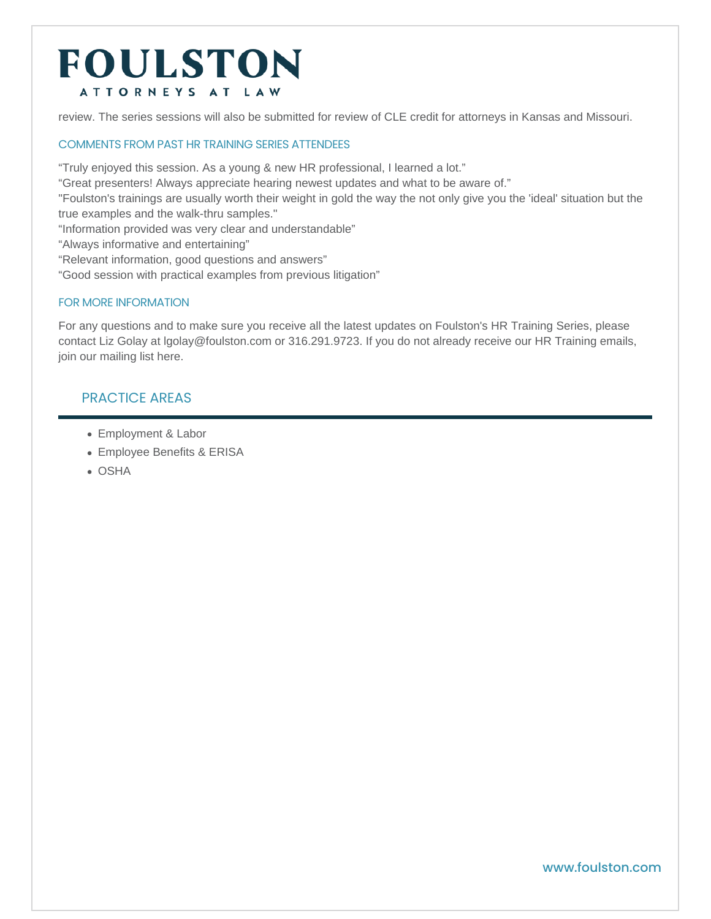review. The series sessions will also be submitted for review of CLE credit for attorneys in Kansas and Missouri.

### COMMENTS FROM PAST HR TRAINING SERIES ATTENDEES

“Truly enjoyed this session. As a young & new HR professional, I learned a lot.”
“Great presenters! Always appreciate hearing newest updates and what to be aware of.”
"Foulston's trainings are usually worth their weight in gold the way the not only give you the 'ideal' situation but the true examples and the walk-thru samples."
“Information provided was very clear and understandable”
“Always informative and entertaining”
“Relevant information, good questions and answers”
“Good session with practical examples from previous litigation”

### FOR MORE INFORMATION

For any questions and to make sure you receive all the latest updates on Foulston's HR Training Series, please contact Liz Golay at lgolay@foulston.com or 316.291.9723. If you do not already receive our HR Training emails, join our mailing list here.

## PRACTICE AREAS

- Employment & Labor
- Employee Benefits & ERISA
- OSHA